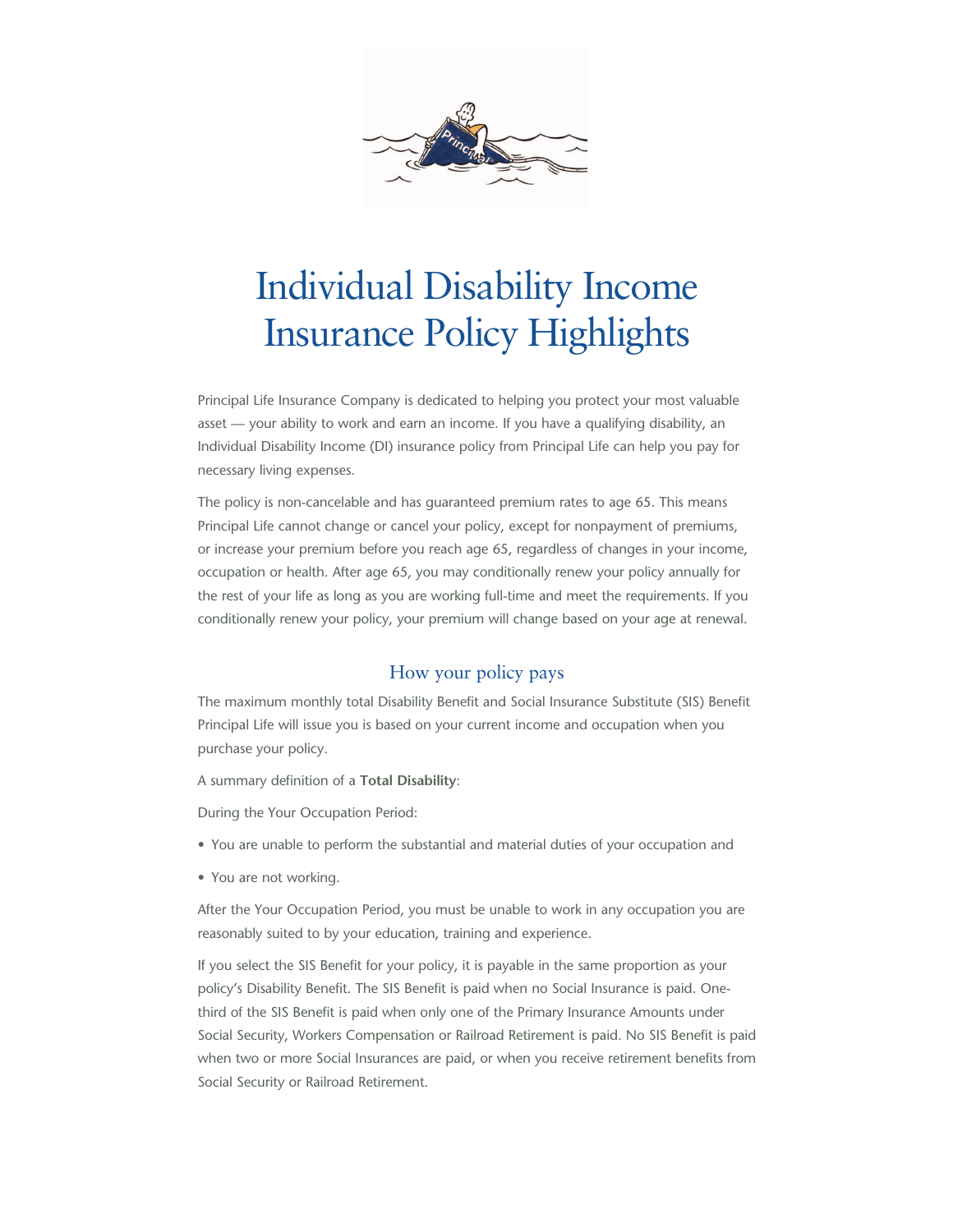# Individual Disability Income Insurance Policy Highlights

Principal Life Insurance Company is dedicated to helping you protect your most valuable asset — your ability to work and earn an income. If you have a qualifying disability, an Individual Disability Income (DI) insurance policy from Principal Life can help you pay for necessary living expenses.

The policy is non-cancelable and has guaranteed premium rates to age 65. This means Principal Life cannot change or cancel your policy, except for nonpayment of premiums, or increase your premium before you reach age 65, regardless of changes in your income, occupation or health. After age 65, you may conditionally renew your policy annually for the rest of your life as long as you are working full-time and meet the requirements. If you conditionally renew your policy, your premium will change based on your age at renewal.

## How your policy pays

The maximum monthly total Disability Benefit and Social Insurance Substitute (SIS) Benefit Principal Life will issue you is based on your current income and occupation when you purchase your policy.

A summary definition of a **Total Disability**:

During the Your Occupation Period:

- You are unable to perform the substantial and material duties of your occupation and
- You are not working.

After the Your Occupation Period, you must be unable to work in any occupation you are reasonably suited to by your education, training and experience.

If you select the SIS Benefit for your policy, it is payable in the same proportion as your policy's Disability Benefit. The SIS Benefit is paid when no Social Insurance is paid. One-third of the SIS Benefit is paid when only one of the Primary Insurance Amounts under Social Security, Workers Compensation or Railroad Retirement is paid. No SIS Benefit is paid when two or more Social Insurances are paid, or when you receive retirement benefits from Social Security or Railroad Retirement.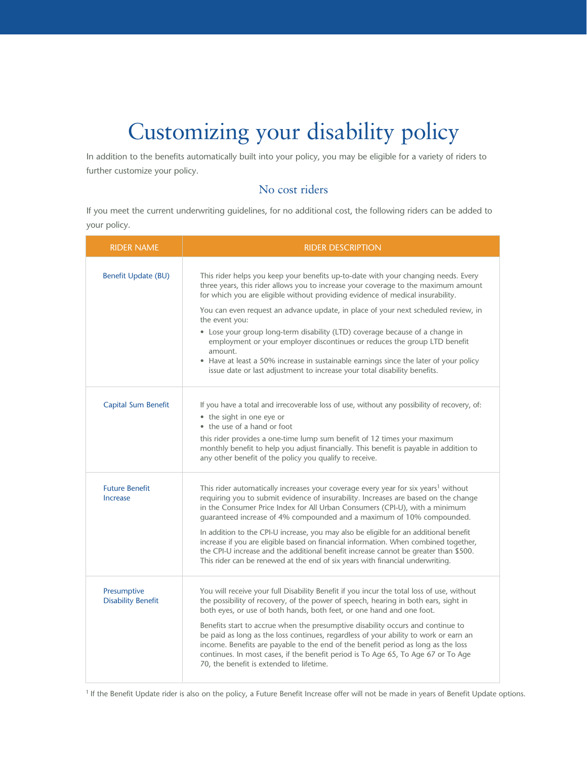# Customizing your disability policy

In addition to the benefits automatically built into your policy, you may be eligible for a variety of riders to further customize your policy.

## No cost riders

If you meet the current underwriting guidelines, for no additional cost, the following riders can be added to your policy.

| RIDER NAME | RIDER DESCRIPTION |
|---|---|
| Benefit Update (BU) | This rider helps you keep your benefits up-to-date with your changing needs. Every three years, this rider allows you to increase your coverage to the maximum amount for which you are eligible without providing evidence of medical insurability.<br><br>You can even request an advance update, in place of your next scheduled review, in the event you:<br>• Lose your group long-term disability (LTD) coverage because of a change in employment or your employer discontinues or reduces the group LTD benefit amount.<br>• Have at least a 50% increase in sustainable earnings since the later of your policy issue date or last adjustment to increase your total disability benefits. |
| Capital Sum Benefit | If you have a total and irrecoverable loss of use, without any possibility of recovery, of:<br>• the sight in one eye or<br>• the use of a hand or foot<br>this rider provides a one-time lump sum benefit of 12 times your maximum monthly benefit to help you adjust financially. This benefit is payable in addition to any other benefit of the policy you qualify to receive. |
| Future Benefit Increase | This rider automatically increases your coverage every year for six years[1] without requiring you to submit evidence of insurability. Increases are based on the change in the Consumer Price Index for All Urban Consumers (CPI-U), with a minimum guaranteed increase of 4% compounded and a maximum of 10% compounded.<br><br>In addition to the CPI-U increase, you may also be eligible for an additional benefit increase if you are eligible based on financial information. When combined together, the CPI-U increase and the additional benefit increase cannot be greater than $500. This rider can be renewed at the end of six years with financial underwriting. |
| Presumptive Disability Benefit | You will receive your full Disability Benefit if you incur the total loss of use, without the possibility of recovery, of the power of speech, hearing in both ears, sight in both eyes, or use of both hands, both feet, or one hand and one foot.<br><br>Benefits start to accrue when the presumptive disability occurs and continue to be paid as long as the loss continues, regardless of your ability to work or earn an income. Benefits are payable to the end of the benefit period as long as the loss continues. In most cases, if the benefit period is To Age 65, To Age 67 or To Age 70, the benefit is extended to lifetime. |

[1] If the Benefit Update rider is also on the policy, a Future Benefit Increase offer will not be made in years of Benefit Update options.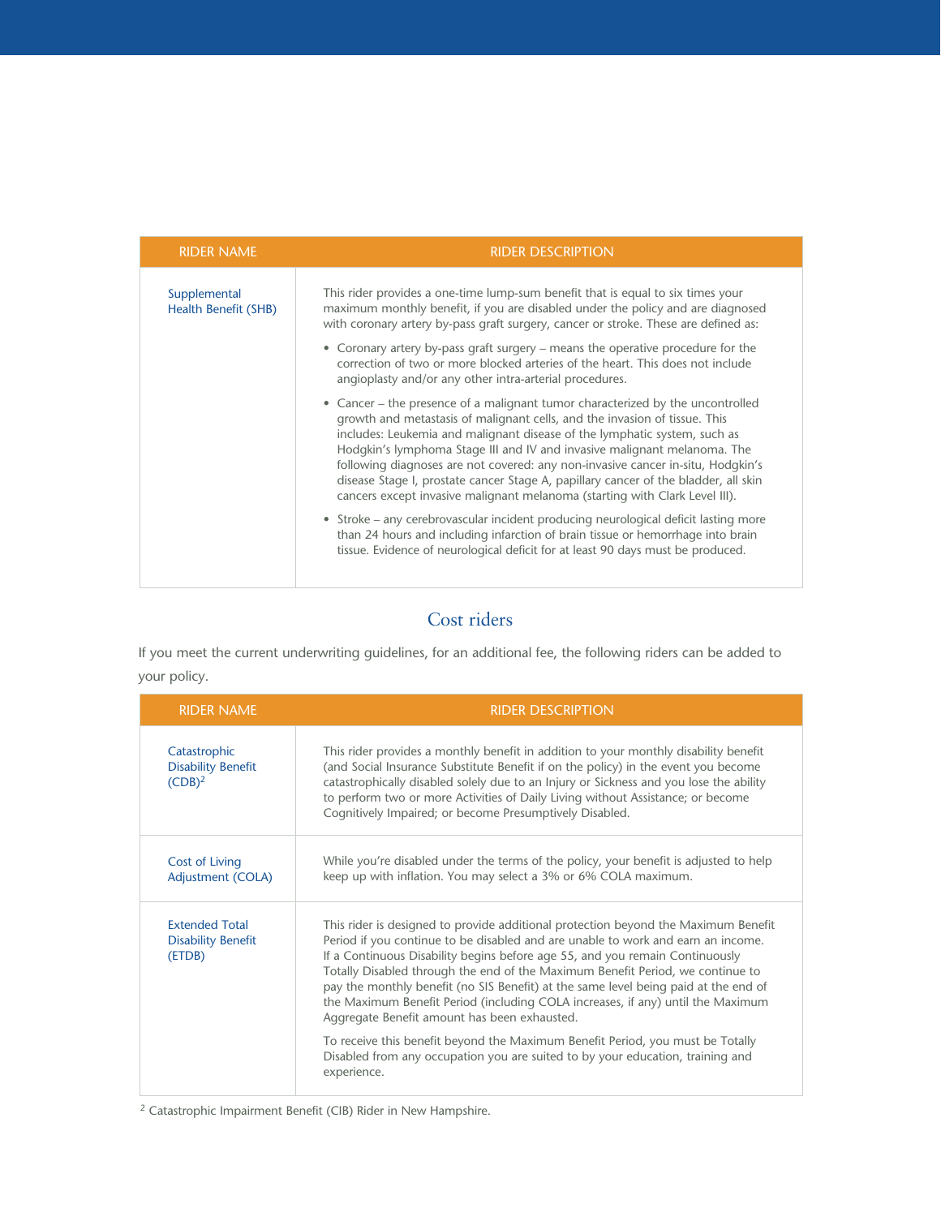| RIDER NAME | RIDER DESCRIPTION |
| --- | --- |
| Supplemental Health Benefit (SHB) | This rider provides a one-time lump-sum benefit that is equal to six times your maximum monthly benefit, if you are disabled under the policy and are diagnosed with coronary artery by-pass graft surgery, cancer or stroke. These are defined as:<br><br>• Coronary artery by-pass graft surgery – means the operative procedure for the correction of two or more blocked arteries of the heart. This does not include angioplasty and/or any other intra-arterial procedures.<br><br>• Cancer – the presence of a malignant tumor characterized by the uncontrolled growth and metastasis of malignant cells, and the invasion of tissue. This includes: Leukemia and malignant disease of the lymphatic system, such as Hodgkin's lymphoma Stage III and IV and invasive malignant melanoma. The following diagnoses are not covered: any non-invasive cancer in-situ, Hodgkin's disease Stage I, prostate cancer Stage A, papillary cancer of the bladder, all skin cancers except invasive malignant melanoma (starting with Clark Level III).<br><br>• Stroke – any cerebrovascular incident producing neurological deficit lasting more than 24 hours and including infarction of brain tissue or hemorrhage into brain tissue. Evidence of neurological deficit for at least 90 days must be produced. |

## Cost riders

If you meet the current underwriting guidelines, for an additional fee, the following riders can be added to your policy.

| RIDER NAME | RIDER DESCRIPTION |
| --- | --- |
| Catastrophic Disability Benefit (CDB)[2] | This rider provides a monthly benefit in addition to your monthly disability benefit (and Social Insurance Substitute Benefit if on the policy) in the event you become catastrophically disabled solely due to an Injury or Sickness and you lose the ability to perform two or more Activities of Daily Living without Assistance; or become Cognitively Impaired; or become Presumptively Disabled. |
| Cost of Living Adjustment (COLA) | While you're disabled under the terms of the policy, your benefit is adjusted to help keep up with inflation. You may select a 3% or 6% COLA maximum. |
| Extended Total Disability Benefit (ETDB) | This rider is designed to provide additional protection beyond the Maximum Benefit Period if you continue to be disabled and are unable to work and earn an income. If a Continuous Disability begins before age 55, and you remain Continuously Totally Disabled through the end of the Maximum Benefit Period, we continue to pay the monthly benefit (no SIS Benefit) at the same level being paid at the end of the Maximum Benefit Period (including COLA increases, if any) until the Maximum Aggregate Benefit amount has been exhausted.<br><br>To receive this benefit beyond the Maximum Benefit Period, you must be Totally Disabled from any occupation you are suited to by your education, training and experience. |

[2] Catastrophic Impairment Benefit (CIB) Rider in New Hampshire.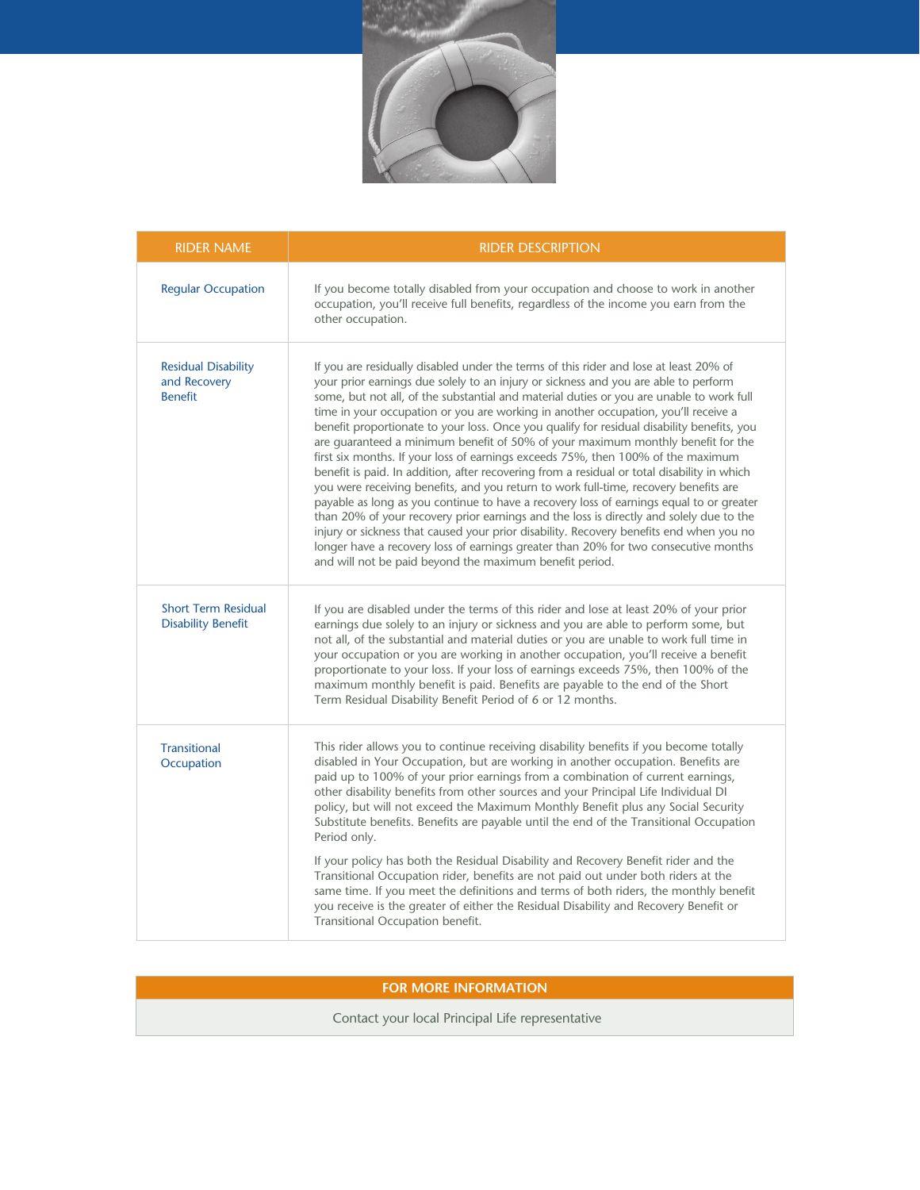| RIDER NAME | RIDER DESCRIPTION |
| --- | --- |
| Regular Occupation | If you become totally disabled from your occupation and choose to work in another occupation, you'll receive full benefits, regardless of the income you earn from the other occupation. |
| Residual Disability and Recovery Benefit | If you are residually disabled under the terms of this rider and lose at least 20% of your prior earnings due solely to an injury or sickness and you are able to perform some, but not all, of the substantial and material duties or you are unable to work full time in your occupation or you are working in another occupation, you'll receive a benefit proportionate to your loss. Once you qualify for residual disability benefits, you are guaranteed a minimum benefit of 50% of your maximum monthly benefit for the first six months. If your loss of earnings exceeds 75%, then 100% of the maximum benefit is paid. In addition, after recovering from a residual or total disability in which you were receiving benefits, and you return to work full-time, recovery benefits are payable as long as you continue to have a recovery loss of earnings equal to or greater than 20% of your recovery prior earnings and the loss is directly and solely due to the injury or sickness that caused your prior disability. Recovery benefits end when you no longer have a recovery loss of earnings greater than 20% for two consecutive months and will not be paid beyond the maximum benefit period. |
| Short Term Residual Disability Benefit | If you are disabled under the terms of this rider and lose at least 20% of your prior earnings due solely to an injury or sickness and you are able to perform some, but not all, of the substantial and material duties or you are unable to work full time in your occupation or you are working in another occupation, you'll receive a benefit proportionate to your loss. If your loss of earnings exceeds 75%, then 100% of the maximum monthly benefit is paid. Benefits are payable to the end of the Short Term Residual Disability Benefit Period of 6 or 12 months. |
| Transitional Occupation | This rider allows you to continue receiving disability benefits if you become totally disabled in Your Occupation, but are working in another occupation. Benefits are paid up to 100% of your prior earnings from a combination of current earnings, other disability benefits from other sources and your Principal Life Individual DI policy, but will not exceed the Maximum Monthly Benefit plus any Social Security Substitute benefits. Benefits are payable until the end of the Transitional Occupation Period only.<br><br>If your policy has both the Residual Disability and Recovery Benefit rider and the Transitional Occupation rider, benefits are not paid out under both riders at the same time. If you meet the definitions and terms of both riders, the monthly benefit you receive is the greater of either the Residual Disability and Recovery Benefit or Transitional Occupation benefit. |

| FOR MORE INFORMATION |
| --- |
| Contact your local Principal Life representative |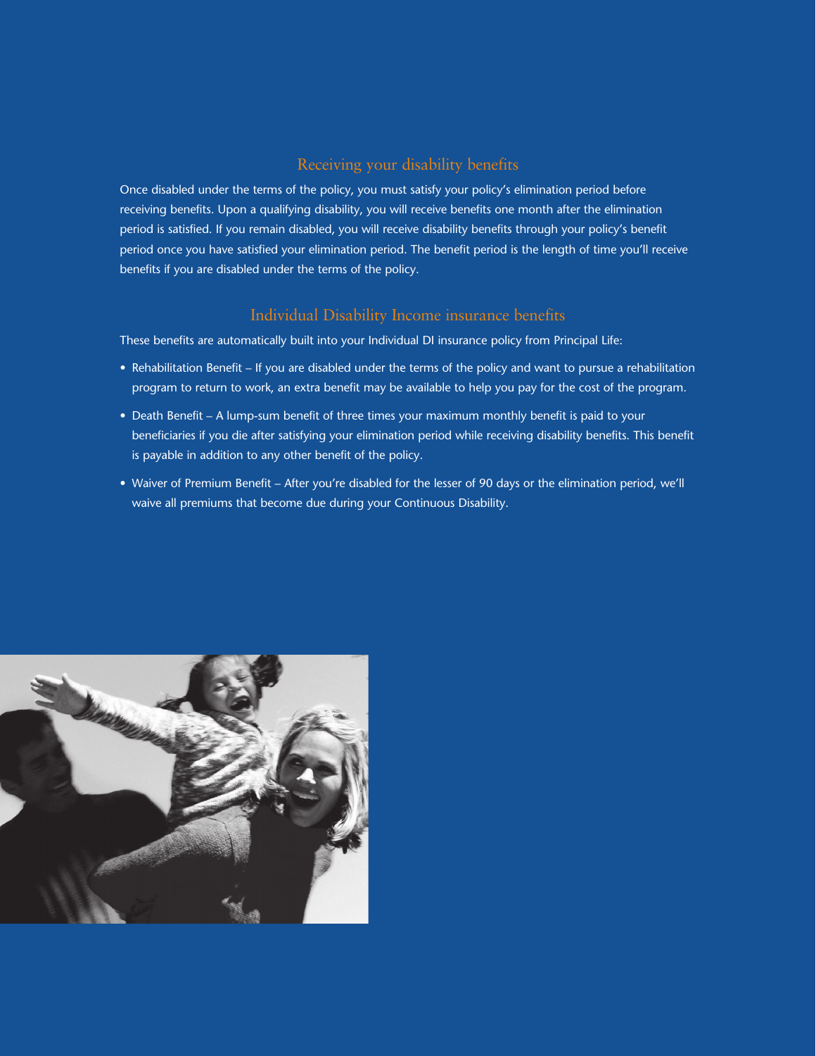## Receiving your disability benefits

Once disabled under the terms of the policy, you must satisfy your policy's elimination period before receiving benefits. Upon a qualifying disability, you will receive benefits one month after the elimination period is satisfied. If you remain disabled, you will receive disability benefits through your policy's benefit period once you have satisfied your elimination period. The benefit period is the length of time you'll receive benefits if you are disabled under the terms of the policy.

## Individual Disability Income insurance benefits

These benefits are automatically built into your Individual DI insurance policy from Principal Life:

- Rehabilitation Benefit – If you are disabled under the terms of the policy and want to pursue a rehabilitation program to return to work, an extra benefit may be available to help you pay for the cost of the program.
- Death Benefit – A lump-sum benefit of three times your maximum monthly benefit is paid to your beneficiaries if you die after satisfying your elimination period while receiving disability benefits. This benefit is payable in addition to any other benefit of the policy.
- Waiver of Premium Benefit – After you're disabled for the lesser of 90 days or the elimination period, we'll waive all premiums that become due during your Continuous Disability.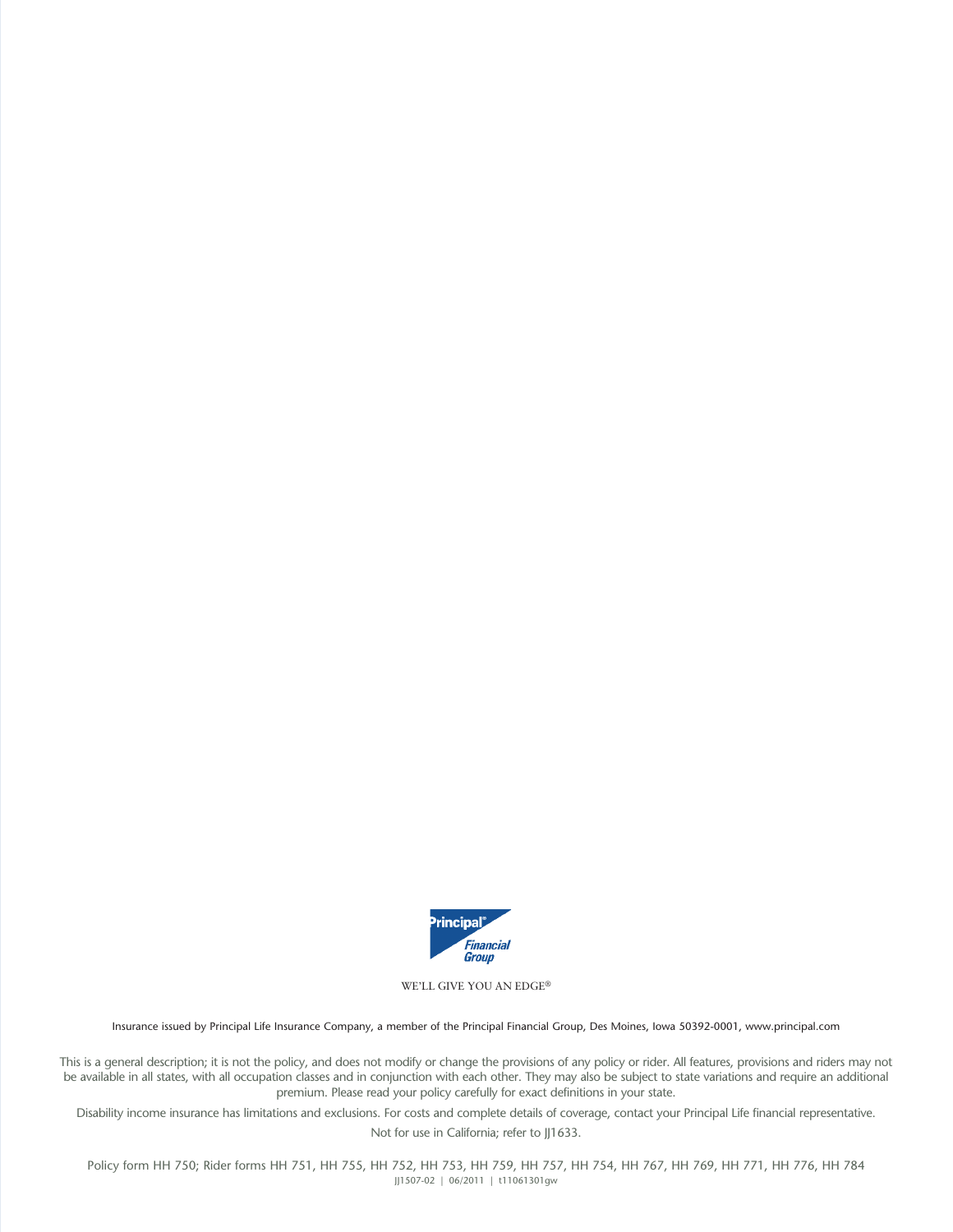Principal® Financial Group

WE'LL GIVE YOU AN EDGE®

Insurance issued by Principal Life Insurance Company, a member of the Principal Financial Group, Des Moines, Iowa 50392-0001, www.principal.com

This is a general description; it is not the policy, and does not modify or change the provisions of any policy or rider. All features, provisions and riders may not be available in all states, with all occupation classes and in conjunction with each other. They may also be subject to state variations and require an additional premium. Please read your policy carefully for exact definitions in your state.

Disability income insurance has limitations and exclusions. For costs and complete details of coverage, contact your Principal Life financial representative.

Not for use in California; refer to JJ1633.

Policy form HH 750; Rider forms HH 751, HH 755, HH 752, HH 753, HH 759, HH 757, HH 754, HH 767, HH 769, HH 771, HH 776, HH 784

JJ1507-02 | 06/2011 | t11061301gw